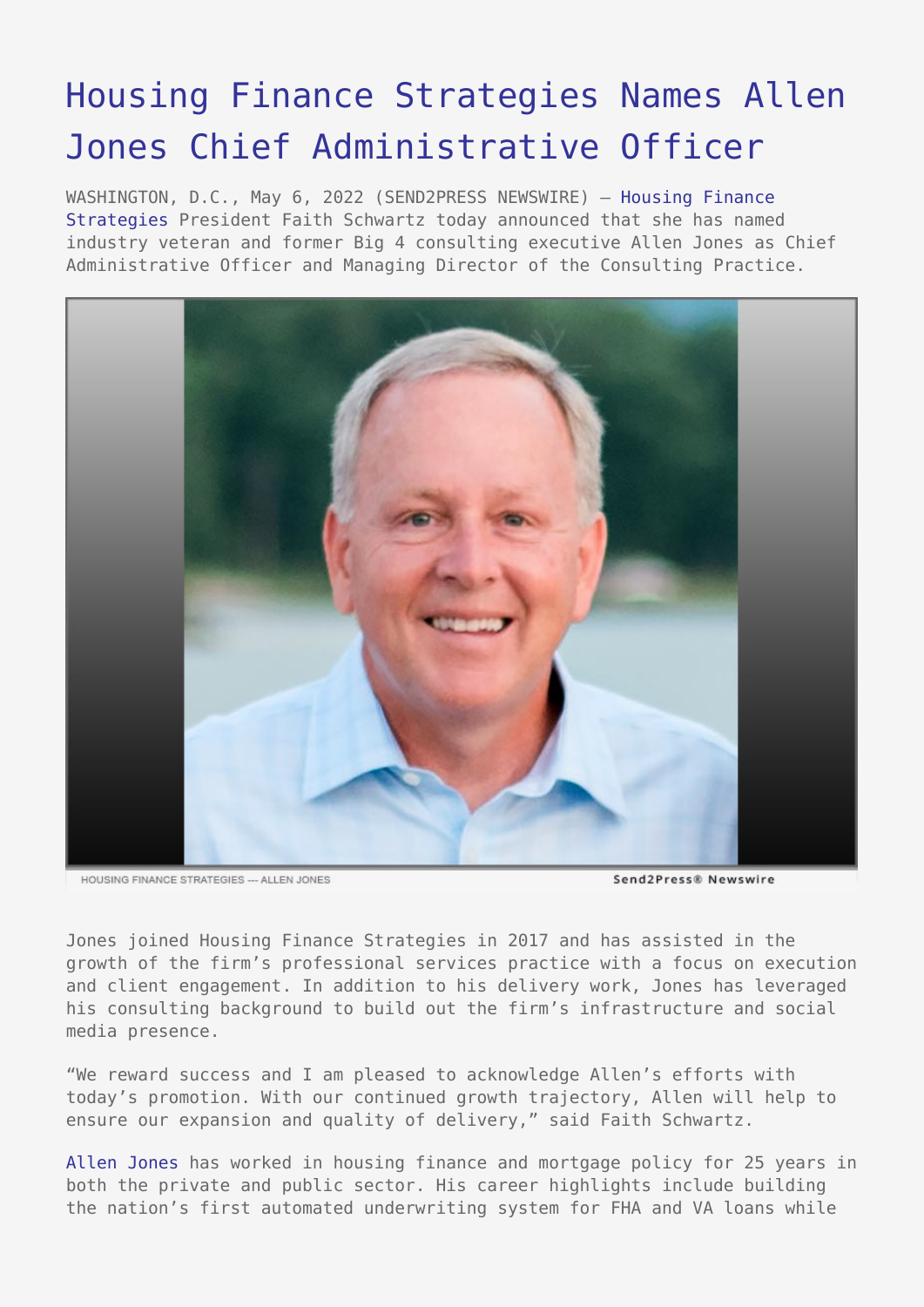# Housing Finance Strategies Names Allen Jones Chief Administrative Officer

WASHINGTON, D.C., May 6, 2022 (SEND2PRESS NEWSWIRE) — Housing Finance Strategies President Faith Schwartz today announced that she has named industry veteran and former Big 4 consulting executive Allen Jones as Chief Administrative Officer and Managing Director of the Consulting Practice.

HOUSING FINANCE STRATEGIES --- ALLEN JONES

Send2Press® Newswire

Jones joined Housing Finance Strategies in 2017 and has assisted in the growth of the firm's professional services practice with a focus on execution and client engagement. In addition to his delivery work, Jones has leveraged his consulting background to build out the firm's infrastructure and social media presence.

"We reward success and I am pleased to acknowledge Allen's efforts with today's promotion. With our continued growth trajectory, Allen will help to ensure our expansion and quality of delivery," said Faith Schwartz.

Allen Jones has worked in housing finance and mortgage policy for 25 years in both the private and public sector. His career highlights include building the nation's first automated underwriting system for FHA and VA loans while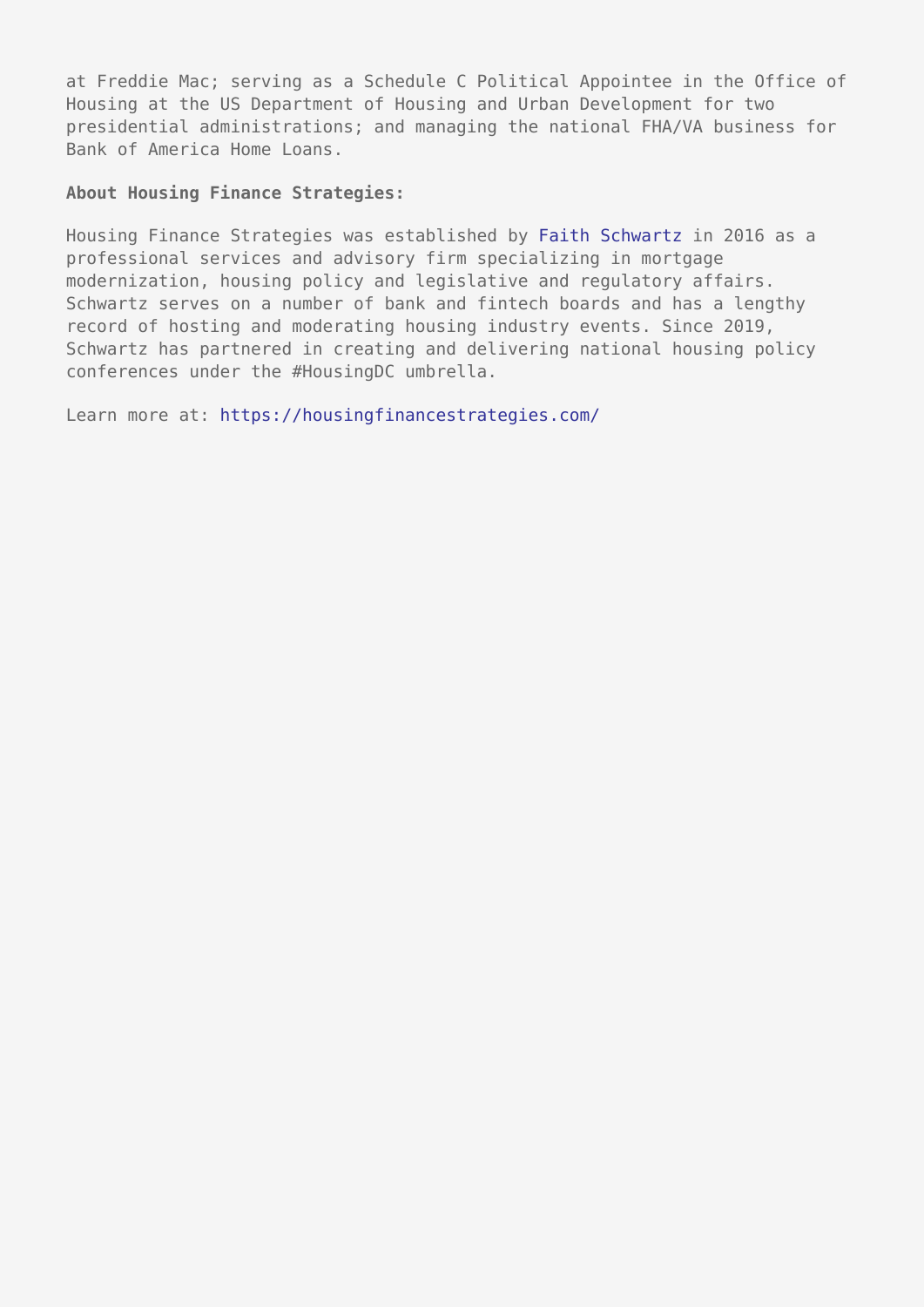at Freddie Mac; serving as a Schedule C Political Appointee in the Office of Housing at the US Department of Housing and Urban Development for two presidential administrations; and managing the national FHA/VA business for Bank of America Home Loans.

**About Housing Finance Strategies:**

Housing Finance Strategies was established by Faith Schwartz in 2016 as a professional services and advisory firm specializing in mortgage modernization, housing policy and legislative and regulatory affairs. Schwartz serves on a number of bank and fintech boards and has a lengthy record of hosting and moderating housing industry events. Since 2019, Schwartz has partnered in creating and delivering national housing policy conferences under the #HousingDC umbrella.

Learn more at: https://housingfinancestrategies.com/